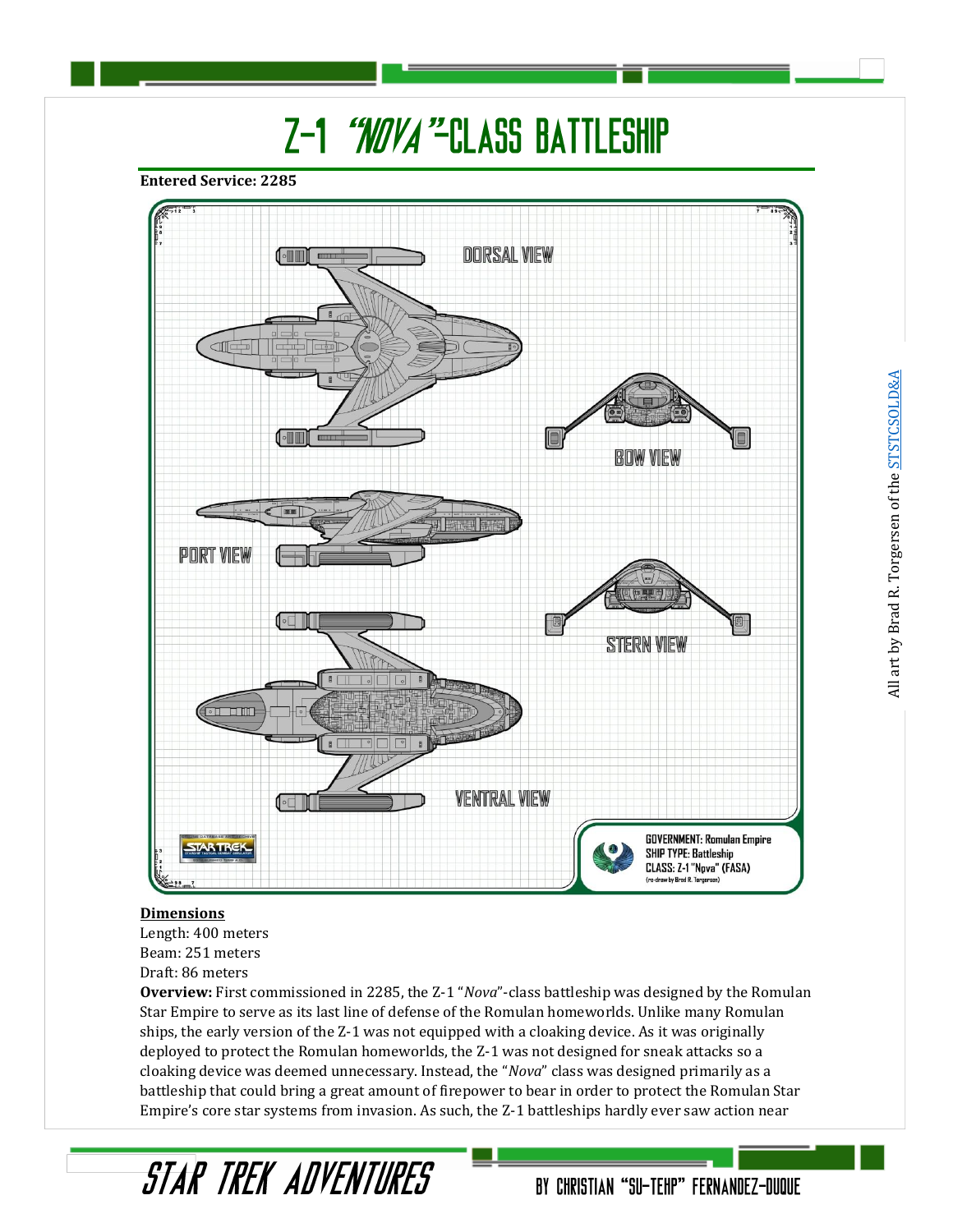# Z-1 "*Nova*"-Class Battleship

**Entered Service: 2285**

DORSAL VIEW

BOW VIEW

PORT VIEW

STERN VIEW

VENTRAL VIEW

GOVERNMENT: Romulan Empire
SHIP TYPE: Battleship
CLASS: Z-1 "Nova" (FASA)
(re-draw by Brad R. Torgersen)

All art by Brad R. Torgersen of the STSTCSOLD&A

**Dimensions**

Length: 400 meters
Beam: 251 meters
Draft: 86 meters

**Overview:** First commissioned in 2285, the Z-1 "*Nova*"-class battleship was designed by the Romulan Star Empire to serve as its last line of defense of the Romulan homeworlds. Unlike many Romulan ships, the early version of the Z-1 was not equipped with a cloaking device. As it was originally deployed to protect the Romulan homeworlds, the Z-1 was not designed for sneak attacks so a cloaking device was deemed unnecessary. Instead, the "*Nova*" class was designed primarily as a battleship that could bring a great amount of firepower to bear in order to protect the Romulan Star Empire's core star systems from invasion. As such, the Z-1 battleships hardly ever saw action near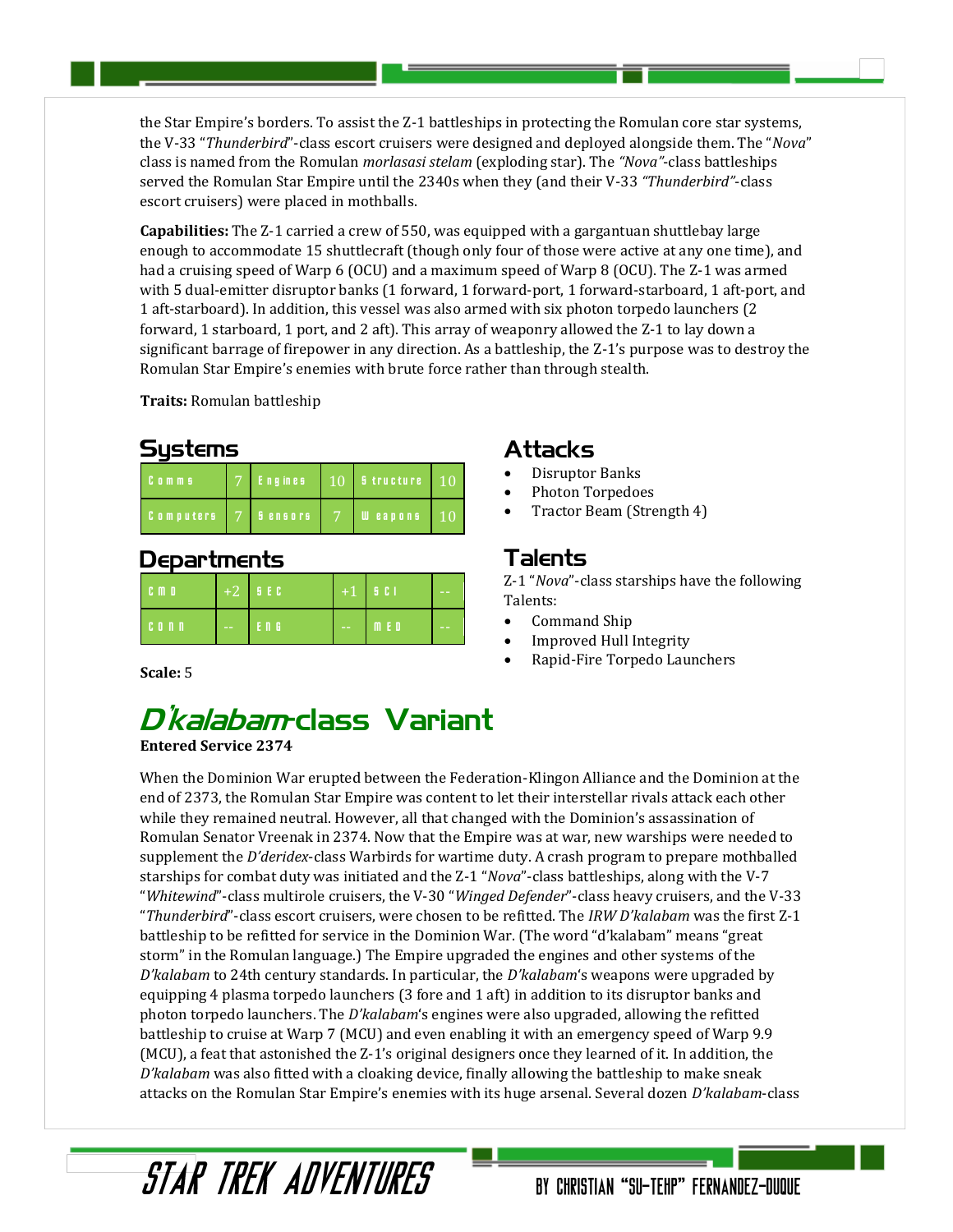the Star Empire's borders. To assist the Z-1 battleships in protecting the Romulan core star systems, the V-33 "*Thunderbird*"-class escort cruisers were designed and deployed alongside them. The "*Nova*" class is named from the Romulan *morlasasi stelam* (exploding star). The *"Nova"*-class battleships served the Romulan Star Empire until the 2340s when they (and their V-33 *"Thunderbird"*-class escort cruisers) were placed in mothballs.

**Capabilities:** The Z-1 carried a crew of 550, was equipped with a gargantuan shuttlebay large enough to accommodate 15 shuttlecraft (though only four of those were active at any one time), and had a cruising speed of Warp 6 (OCU) and a maximum speed of Warp 8 (OCU). The Z-1 was armed with 5 dual-emitter disruptor banks (1 forward, 1 forward-port, 1 forward-starboard, 1 aft-port, and 1 aft-starboard). In addition, this vessel was also armed with six photon torpedo launchers (2 forward, 1 starboard, 1 port, and 2 aft). This array of weaponry allowed the Z-1 to lay down a significant barrage of firepower in any direction. As a battleship, the Z-1's purpose was to destroy the Romulan Star Empire's enemies with brute force rather than through stealth.

**Traits:** Romulan battleship

## Systems

| | | | | | |
|---|---|---|---|---|---|
| Comms | 7 | Engines | 10 | Structure | 10 |
| Computers | 7 | Sensors | 7 | Weapons | 10 |

## Departments

| | | | | | |
|---|---|---|---|---|---|
| CMD | +2 | SEC | +1 | SCI | -- |
| CONN | -- | ENG | -- | MED | -- |

**Scale:** 5

## Attacks

- Disruptor Banks
- Photon Torpedoes
- Tractor Beam (Strength 4)

## Talents

Z-1 "*Nova*"-class starships have the following Talents:

- Command Ship
- Improved Hull Integrity
- Rapid-Fire Torpedo Launchers

# *D'kalabam*-class Variant

**Entered Service 2374**

When the Dominion War erupted between the Federation-Klingon Alliance and the Dominion at the end of 2373, the Romulan Star Empire was content to let their interstellar rivals attack each other while they remained neutral. However, all that changed with the Dominion's assassination of Romulan Senator Vreenak in 2374. Now that the Empire was at war, new warships were needed to supplement the *D'deridex*-class Warbirds for wartime duty. A crash program to prepare mothballed starships for combat duty was initiated and the Z-1 "*Nova*"-class battleships, along with the V-7 "*Whitewind*"-class multirole cruisers, the V-30 "*Winged Defender*"-class heavy cruisers, and the V-33 "*Thunderbird*"-class escort cruisers, were chosen to be refitted. The *IRW D'kalabam* was the first Z-1 battleship to be refitted for service in the Dominion War. (The word "d'kalabam" means "great storm" in the Romulan language.) The Empire upgraded the engines and other systems of the *D'kalabam* to 24th century standards. In particular, the *D'kalabam*'s weapons were upgraded by equipping 4 plasma torpedo launchers (3 fore and 1 aft) in addition to its disruptor banks and photon torpedo launchers. The *D'kalabam*'s engines were also upgraded, allowing the refitted battleship to cruise at Warp 7 (MCU) and even enabling it with an emergency speed of Warp 9.9 (MCU), a feat that astonished the Z-1's original designers once they learned of it. In addition, the *D'kalabam* was also fitted with a cloaking device, finally allowing the battleship to make sneak attacks on the Romulan Star Empire's enemies with its huge arsenal. Several dozen *D'kalabam*-class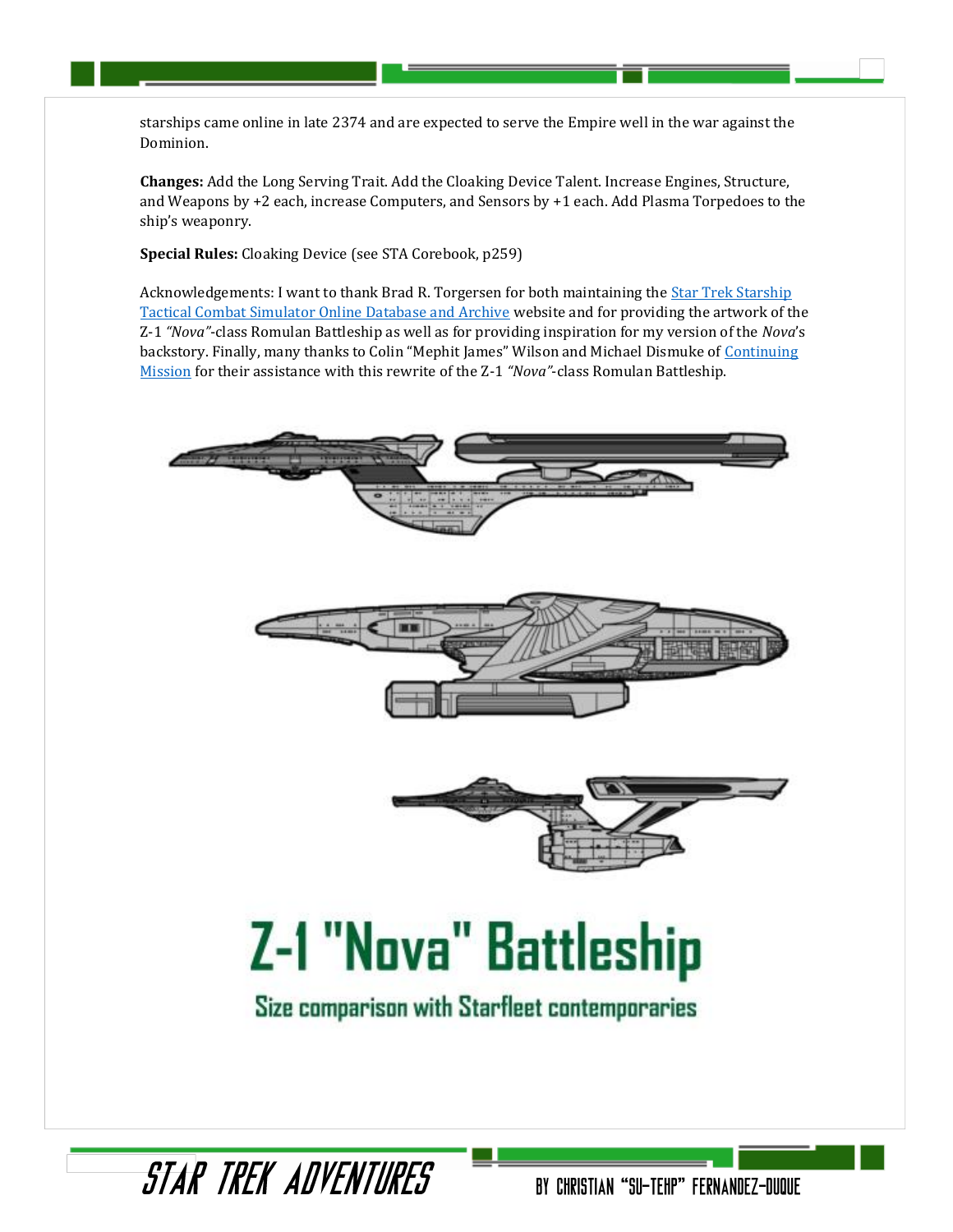starships came online in late 2374 and are expected to serve the Empire well in the war against the Dominion.

**Changes:** Add the Long Serving Trait. Add the Cloaking Device Talent. Increase Engines, Structure, and Weapons by +2 each, increase Computers, and Sensors by +1 each. Add Plasma Torpedoes to the ship's weaponry.

**Special Rules:** Cloaking Device (see STA Corebook, p259)

Acknowledgements: I want to thank Brad R. Torgersen for both maintaining the Star Trek Starship Tactical Combat Simulator Online Database and Archive website and for providing the artwork of the Z-1 *"Nova"*-class Romulan Battleship as well as for providing inspiration for my version of the *Nova*'s backstory. Finally, many thanks to Colin "Mephit James" Wilson and Michael Dismuke of Continuing Mission for their assistance with this rewrite of the Z-1 *"Nova"*-class Romulan Battleship.

Z-1 "Nova" Battleship

Size comparison with Starfleet contemporaries